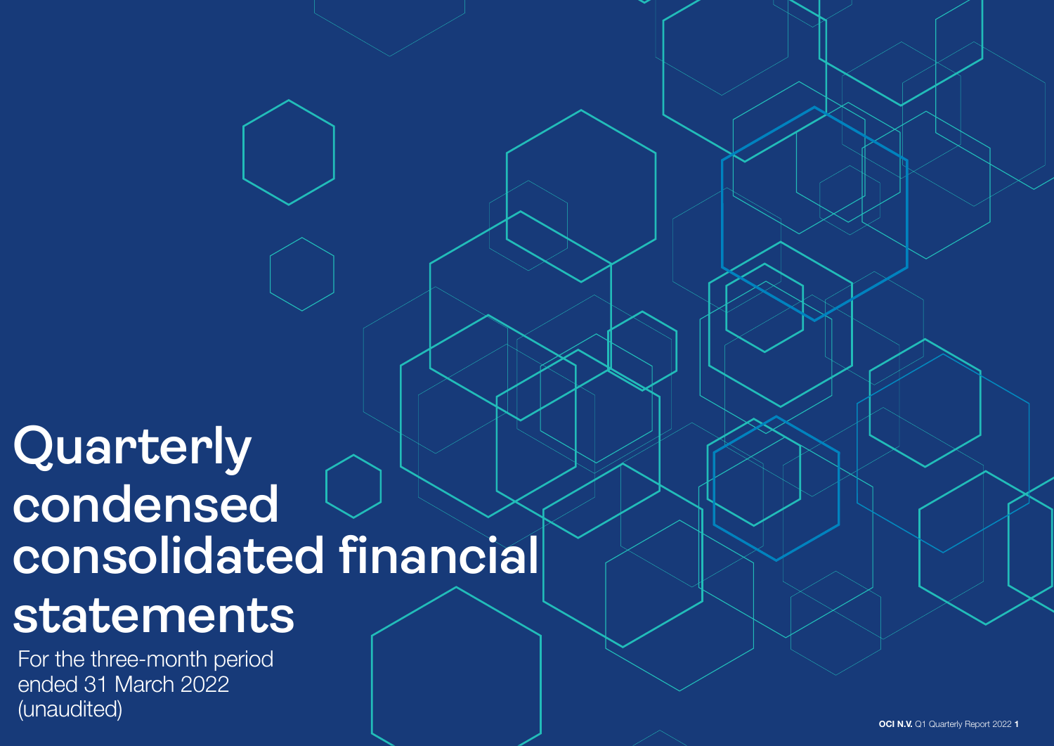# Quarterly condensed consolidated financial statements

For the three-month period ended 31 March 2022 (unaudited)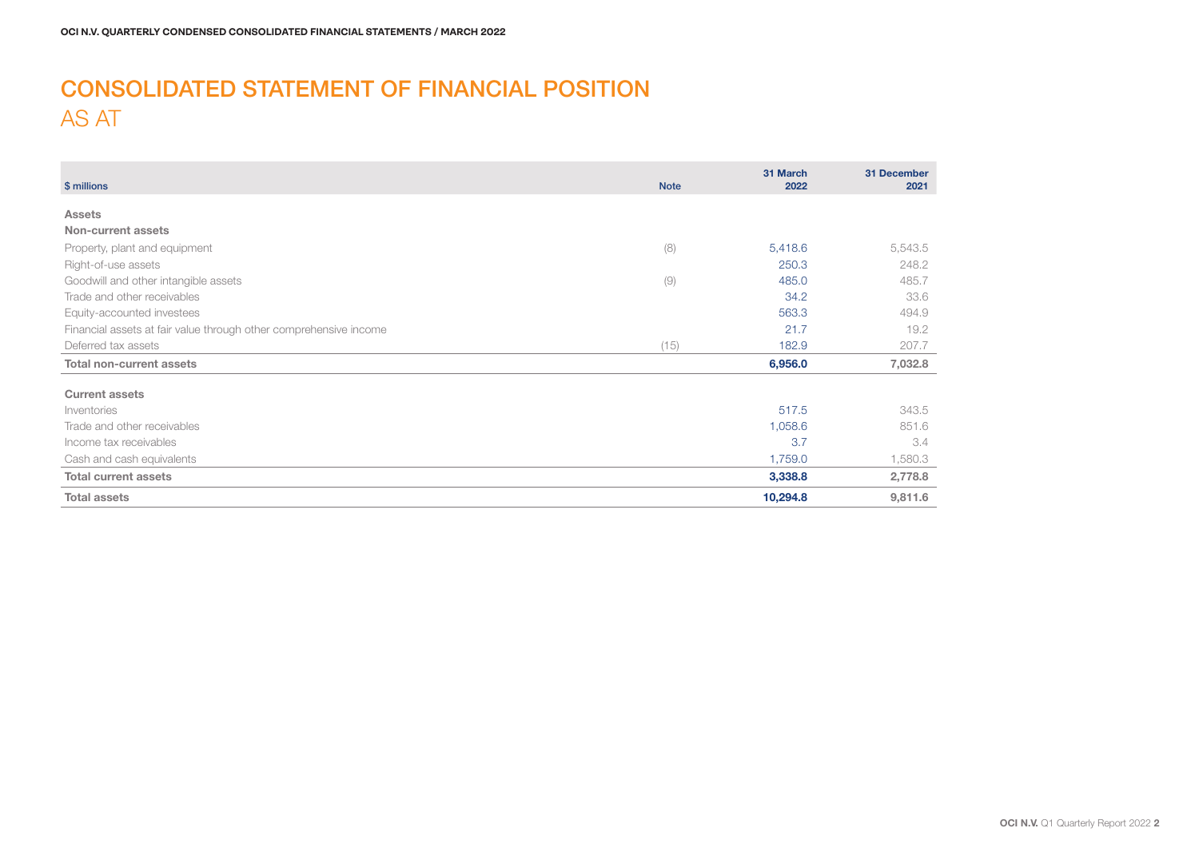# CONSOLIDATED STATEMENT OF FINANCIAL POSITION

## AS AT

| $ millions | Note | 31 March 2022 | 31 December 2021 |
|---|---|---|---|
| **Assets** | | | |
| **Non-current assets** | | | |
| Property, plant and equipment | (8) | 5,418.6 | 5,543.5 |
| Right-of-use assets | | 250.3 | 248.2 |
| Goodwill and other intangible assets | (9) | 485.0 | 485.7 |
| Trade and other receivables | | 34.2 | 33.6 |
| Equity-accounted investees | | 563.3 | 494.9 |
| Financial assets at fair value through other comprehensive income | | 21.7 | 19.2 |
| Deferred tax assets | (15) | 182.9 | 207.7 |
| **Total non-current assets** | | **6,956.0** | **7,032.8** |
| | | | |
| **Current assets** | | | |
| Inventories | | 517.5 | 343.5 |
| Trade and other receivables | | 1,058.6 | 851.6 |
| Income tax receivables | | 3.7 | 3.4 |
| Cash and cash equivalents | | 1,759.0 | 1,580.3 |
| **Total current assets** | | **3,338.8** | **2,778.8** |
| **Total assets** | | **10,294.8** | **9,811.6** |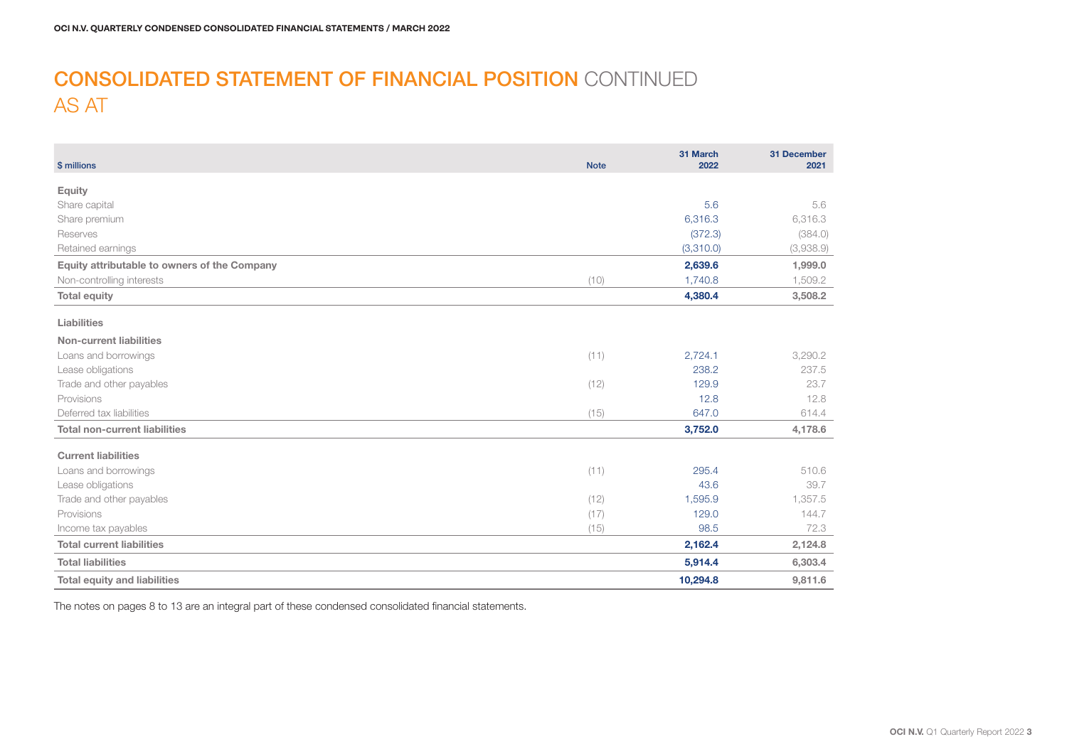# CONSOLIDATED STATEMENT OF FINANCIAL POSITION CONTINUED

## AS AT

| $ millions | Note | 31 March 2022 | 31 December 2021 |
|---|---|---|---|
| **Equity** | | | |
| Share capital | | 5.6 | 5.6 |
| Share premium | | 6,316.3 | 6,316.3 |
| Reserves | | (372.3) | (384.0) |
| Retained earnings | | (3,310.0) | (3,938.9) |
| **Equity attributable to owners of the Company** | | **2,639.6** | **1,999.0** |
| Non-controlling interests | (10) | 1,740.8 | 1,509.2 |
| **Total equity** | | **4,380.4** | **3,508.2** |
| **Liabilities** | | | |
| **Non-current liabilities** | | | |
| Loans and borrowings | (11) | 2,724.1 | 3,290.2 |
| Lease obligations | | 238.2 | 237.5 |
| Trade and other payables | (12) | 129.9 | 23.7 |
| Provisions | | 12.8 | 12.8 |
| Deferred tax liabilities | (15) | 647.0 | 614.4 |
| **Total non-current liabilities** | | **3,752.0** | **4,178.6** |
| **Current liabilities** | | | |
| Loans and borrowings | (11) | 295.4 | 510.6 |
| Lease obligations | | 43.6 | 39.7 |
| Trade and other payables | (12) | 1,595.9 | 1,357.5 |
| Provisions | (17) | 129.0 | 144.7 |
| Income tax payables | (15) | 98.5 | 72.3 |
| **Total current liabilities** | | **2,162.4** | **2,124.8** |
| **Total liabilities** | | **5,914.4** | **6,303.4** |
| **Total equity and liabilities** | | **10,294.8** | **9,811.6** |

The notes on pages 8 to 13 are an integral part of these condensed consolidated financial statements.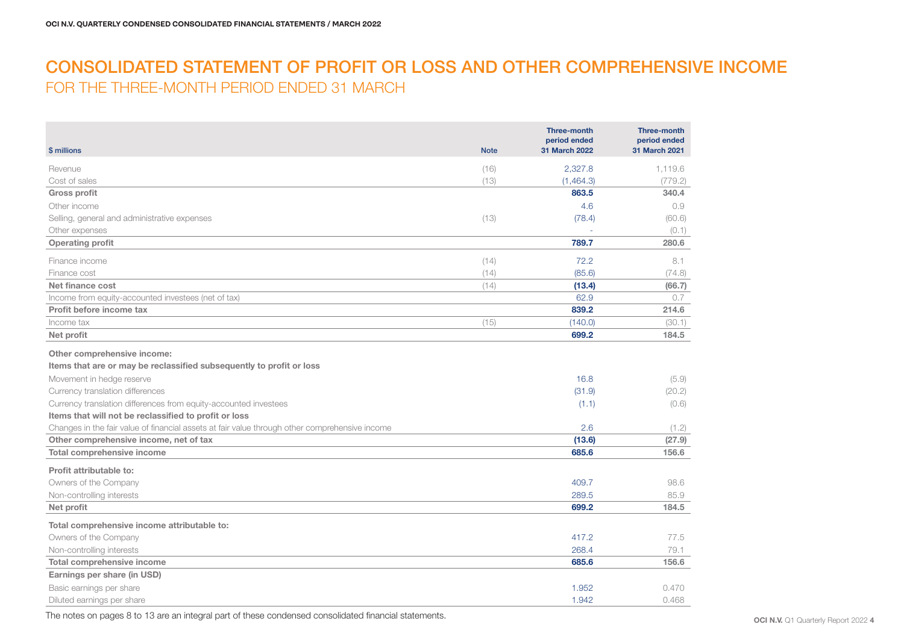# CONSOLIDATED STATEMENT OF PROFIT OR LOSS AND OTHER COMPREHENSIVE INCOME

## FOR THE THREE-MONTH PERIOD ENDED 31 MARCH

| $ millions | Note | Three-month period ended 31 March 2022 | Three-month period ended 31 March 2021 |
|---|---|---|---|
| Revenue | (16) | 2,327.8 | 1,119.6 |
| Cost of sales | (13) | (1,464.3) | (779.2) |
| **Gross profit** | | **863.5** | **340.4** |
| Other income | | 4.6 | 0.9 |
| Selling, general and administrative expenses | (13) | (78.4) | (60.6) |
| Other expenses | | - | (0.1) |
| **Operating profit** | | **789.7** | **280.6** |
| Finance income | (14) | 72.2 | 8.1 |
| Finance cost | (14) | (85.6) | (74.8) |
| **Net finance cost** | (14) | **(13.4)** | **(66.7)** |
| Income from equity-accounted investees (net of tax) | | 62.9 | 0.7 |
| **Profit before income tax** | | **839.2** | **214.6** |
| Income tax | (15) | (140.0) | (30.1) |
| **Net profit** | | **699.2** | **184.5** |
| **Other comprehensive income:** | | | |
| **Items that are or may be reclassified subsequently to profit or loss** | | | |
| Movement in hedge reserve | | 16.8 | (5.9) |
| Currency translation differences | | (31.9) | (20.2) |
| Currency translation differences from equity-accounted investees | | (1.1) | (0.6) |
| **Items that will not be reclassified to profit or loss** | | | |
| Changes in the fair value of financial assets at fair value through other comprehensive income | | 2.6 | (1.2) |
| **Other comprehensive income, net of tax** | | **(13.6)** | **(27.9)** |
| **Total comprehensive income** | | **685.6** | **156.6** |
| **Profit attributable to:** | | | |
| Owners of the Company | | 409.7 | 98.6 |
| Non-controlling interests | | 289.5 | 85.9 |
| **Net profit** | | **699.2** | **184.5** |
| **Total comprehensive income attributable to:** | | | |
| Owners of the Company | | 417.2 | 77.5 |
| Non-controlling interests | | 268.4 | 79.1 |
| **Total comprehensive income** | | **685.6** | **156.6** |
| **Earnings per share (in USD)** | | | |
| Basic earnings per share | | 1.952 | 0.470 |
| Diluted earnings per share | | 1.942 | 0.468 |

The notes on pages 8 to 13 are an integral part of these condensed consolidated financial statements.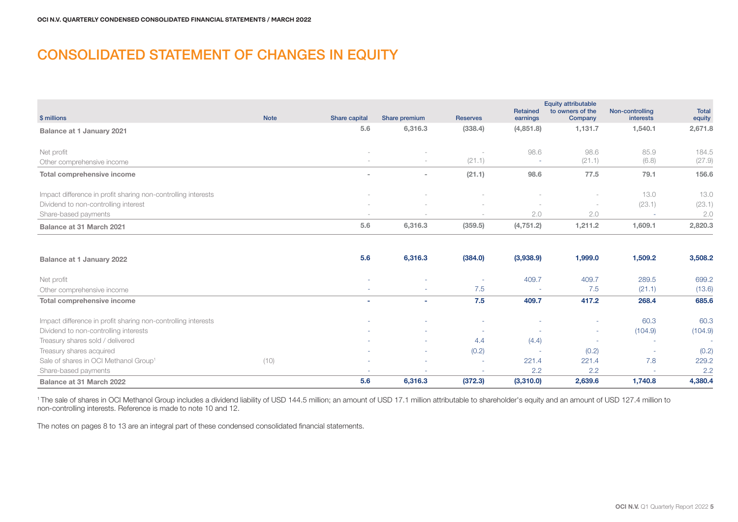# CONSOLIDATED STATEMENT OF CHANGES IN EQUITY

| $ millions | Note | Share capital | Share premium | Reserves | Retained earnings | Equity attributable to owners of the Company | Non-controlling interests | Total equity |
|---|---|---|---|---|---|---|---|---|
| **Balance at 1 January 2021** | | **5.6** | **6,316.3** | **(338.4)** | **(4,851.8)** | **1,131.7** | **1,540.1** | **2,671.8** |
| Net profit | | - | - | - | 98.6 | 98.6 | 85.9 | 184.5 |
| Other comprehensive income | | - | - | (21.1) | - | (21.1) | (6.8) | (27.9) |
| **Total comprehensive income** | | **-** | **-** | **(21.1)** | **98.6** | **77.5** | **79.1** | **156.6** |
| Impact difference in profit sharing non-controlling interests | | - | - | - | - | - | 13.0 | 13.0 |
| Dividend to non-controlling interest | | - | - | - | - | - | (23.1) | (23.1) |
| Share-based payments | | - | - | - | 2.0 | 2.0 | - | 2.0 |
| **Balance at 31 March 2021** | | **5.6** | **6,316.3** | **(359.5)** | **(4,751.2)** | **1,211.2** | **1,609.1** | **2,820.3** |
| | | | | | | | | |
| **Balance at 1 January 2022** | | **5.6** | **6,316.3** | **(384.0)** | **(3,938.9)** | **1,999.0** | **1,509.2** | **3,508.2** |
| Net profit | | - | - | - | 409.7 | 409.7 | 289.5 | 699.2 |
| Other comprehensive income | | - | - | 7.5 | - | 7.5 | (21.1) | (13.6) |
| **Total comprehensive income** | | **-** | **-** | **7.5** | **409.7** | **417.2** | **268.4** | **685.6** |
| Impact difference in profit sharing non-controlling interests | | - | - | - | - | - | 60.3 | 60.3 |
| Dividend to non-controlling interests | | - | - | - | - | - | (104.9) | (104.9) |
| Treasury shares sold / delivered | | - | - | 4.4 | (4.4) | - | - | - |
| Treasury shares acquired | | - | - | (0.2) | - | (0.2) | - | (0.2) |
| Sale of shares in OCI Methanol Group[1] | (10) | - | - | - | 221.4 | 221.4 | 7.8 | 229.2 |
| Share-based payments | | - | - | - | 2.2 | 2.2 | - | 2.2 |
| **Balance at 31 March 2022** | | **5.6** | **6,316.3** | **(372.3)** | **(3,310.0)** | **2,639.6** | **1,740.8** | **4,380.4** |

[1] The sale of shares in OCI Methanol Group includes a dividend liability of USD 144.5 million; an amount of USD 17.1 million attributable to shareholder's equity and an amount of USD 127.4 million to non-controlling interests. Reference is made to note 10 and 12.

The notes on pages 8 to 13 are an integral part of these condensed consolidated financial statements.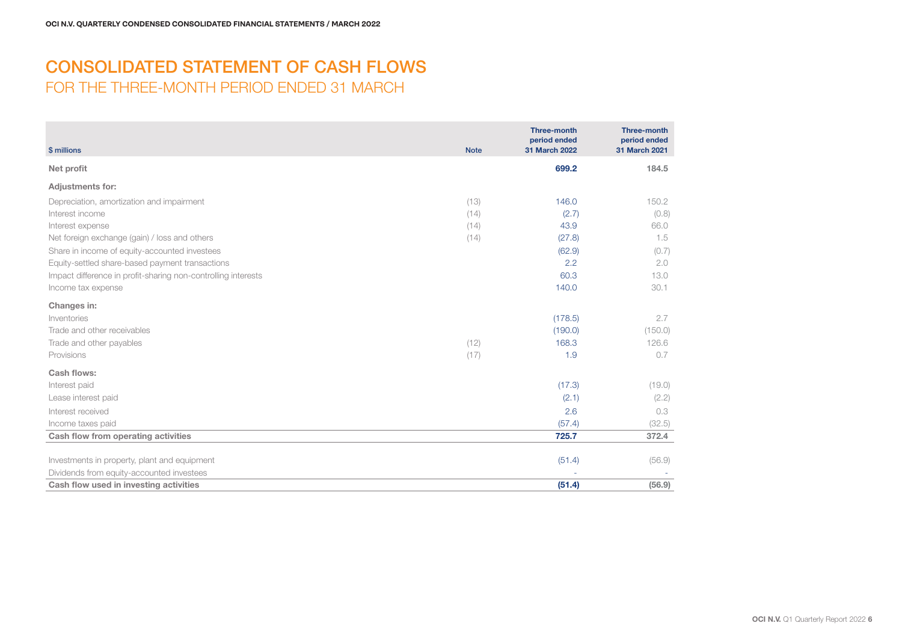# CONSOLIDATED STATEMENT OF CASH FLOWS

## FOR THE THREE-MONTH PERIOD ENDED 31 MARCH

| $ millions | Note | Three-month period ended 31 March 2022 | Three-month period ended 31 March 2021 |
|---|---|---|---|
| **Net profit** | | **699.2** | **184.5** |
| **Adjustments for:** | | | |
| Depreciation, amortization and impairment | (13) | 146.0 | 150.2 |
| Interest income | (14) | (2.7) | (0.8) |
| Interest expense | (14) | 43.9 | 66.0 |
| Net foreign exchange (gain) / loss and others | (14) | (27.8) | 1.5 |
| Share in income of equity-accounted investees | | (62.9) | (0.7) |
| Equity-settled share-based payment transactions | | 2.2 | 2.0 |
| Impact difference in profit-sharing non-controlling interests | | 60.3 | 13.0 |
| Income tax expense | | 140.0 | 30.1 |
| **Changes in:** | | | |
| Inventories | | (178.5) | 2.7 |
| Trade and other receivables | | (190.0) | (150.0) |
| Trade and other payables | (12) | 168.3 | 126.6 |
| Provisions | (17) | 1.9 | 0.7 |
| **Cash flows:** | | | |
| Interest paid | | (17.3) | (19.0) |
| Lease interest paid | | (2.1) | (2.2) |
| Interest received | | 2.6 | 0.3 |
| Income taxes paid | | (57.4) | (32.5) |
| **Cash flow from operating activities** | | **725.7** | **372.4** |
| | | | |
| Investments in property, plant and equipment | | (51.4) | (56.9) |
| Dividends from equity-accounted investees | | - | - |
| **Cash flow used in investing activities** | | **(51.4)** | **(56.9)** |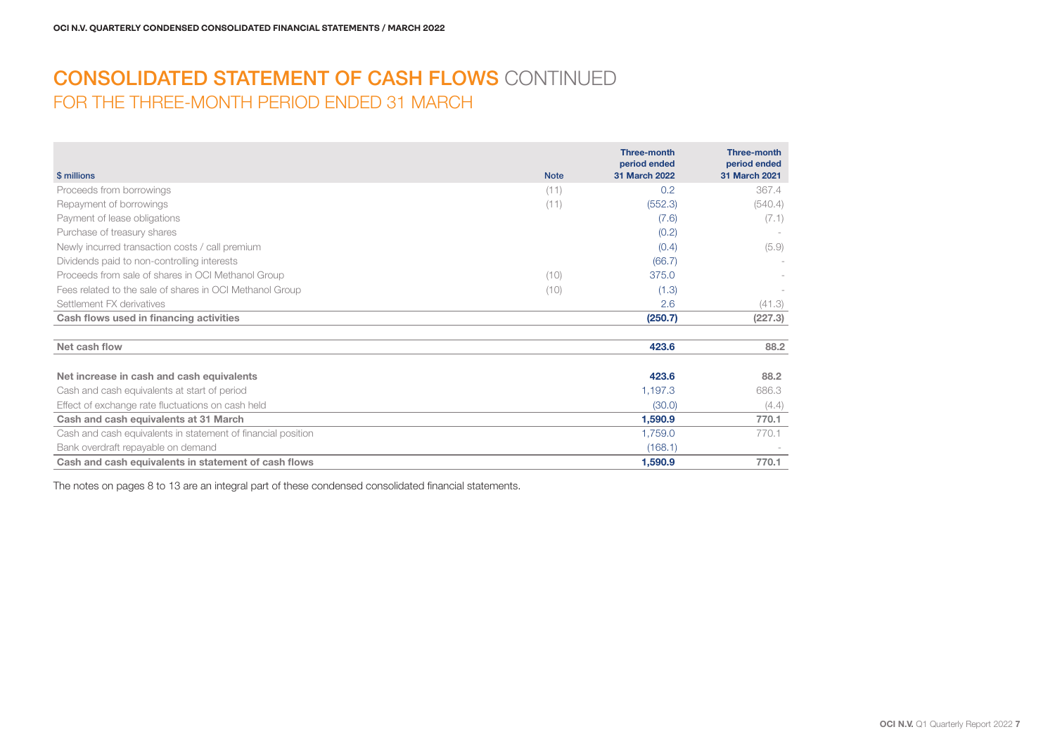# CONSOLIDATED STATEMENT OF CASH FLOWS CONTINUED

## FOR THE THREE-MONTH PERIOD ENDED 31 MARCH

| $ millions | Note | Three-month period ended 31 March 2022 | Three-month period ended 31 March 2021 |
|---|---|---|---|
| Proceeds from borrowings | (11) | 0.2 | 367.4 |
| Repayment of borrowings | (11) | (552.3) | (540.4) |
| Payment of lease obligations | | (7.6) | (7.1) |
| Purchase of treasury shares | | (0.2) | - |
| Newly incurred transaction costs / call premium | | (0.4) | (5.9) |
| Dividends paid to non-controlling interests | | (66.7) | - |
| Proceeds from sale of shares in OCI Methanol Group | (10) | 375.0 | - |
| Fees related to the sale of shares in OCI Methanol Group | (10) | (1.3) | - |
| Settlement FX derivatives | | 2.6 | (41.3) |
| **Cash flows used in financing activities** | | **(250.7)** | **(227.3)** |
| | | | |
| **Net cash flow** | | **423.6** | **88.2** |
| | | | |
| **Net increase in cash and cash equivalents** | | **423.6** | **88.2** |
| Cash and cash equivalents at start of period | | 1,197.3 | 686.3 |
| Effect of exchange rate fluctuations on cash held | | (30.0) | (4.4) |
| **Cash and cash equivalents at 31 March** | | **1,590.9** | **770.1** |
| Cash and cash equivalents in statement of financial position | | 1,759.0 | 770.1 |
| Bank overdraft repayable on demand | | (168.1) | - |
| **Cash and cash equivalents in statement of cash flows** | | **1,590.9** | **770.1** |

The notes on pages 8 to 13 are an integral part of these condensed consolidated financial statements.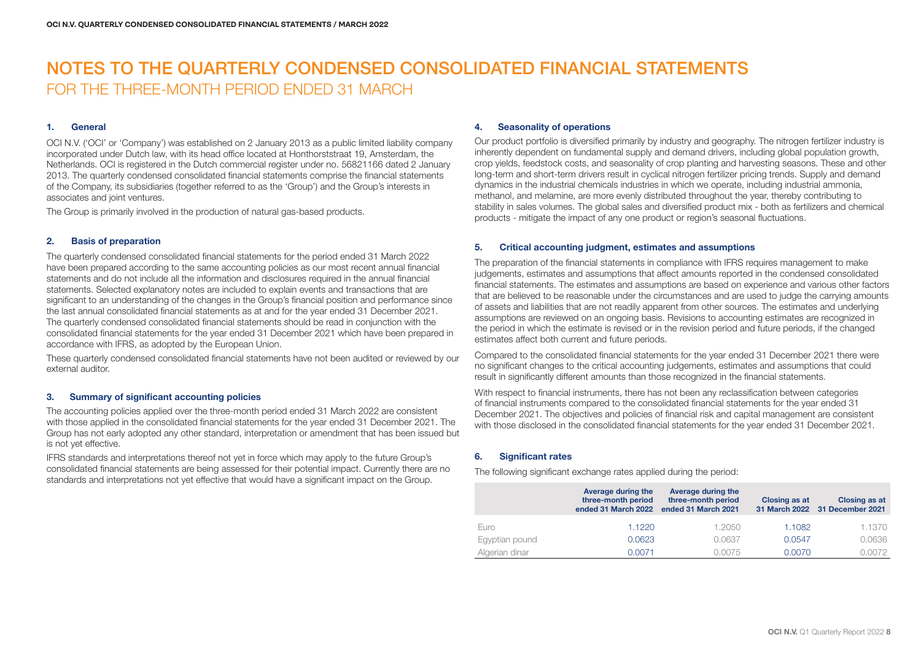# NOTES TO THE QUARTERLY CONDENSED CONSOLIDATED FINANCIAL STATEMENTS

## FOR THE THREE-MONTH PERIOD ENDED 31 MARCH

### 1. General

OCI N.V. ('OCI' or 'Company') was established on 2 January 2013 as a public limited liability company incorporated under Dutch law, with its head office located at Honthorststraat 19, Amsterdam, the Netherlands. OCI is registered in the Dutch commercial register under no. 56821166 dated 2 January 2013. The quarterly condensed consolidated financial statements comprise the financial statements of the Company, its subsidiaries (together referred to as the 'Group') and the Group's interests in associates and joint ventures.

The Group is primarily involved in the production of natural gas-based products.

### 2. Basis of preparation

The quarterly condensed consolidated financial statements for the period ended 31 March 2022 have been prepared according to the same accounting policies as our most recent annual financial statements and do not include all the information and disclosures required in the annual financial statements. Selected explanatory notes are included to explain events and transactions that are significant to an understanding of the changes in the Group's financial position and performance since the last annual consolidated financial statements as at and for the year ended 31 December 2021. The quarterly condensed consolidated financial statements should be read in conjunction with the consolidated financial statements for the year ended 31 December 2021 which have been prepared in accordance with IFRS, as adopted by the European Union.

These quarterly condensed consolidated financial statements have not been audited or reviewed by our external auditor.

### 3. Summary of significant accounting policies

The accounting policies applied over the three-month period ended 31 March 2022 are consistent with those applied in the consolidated financial statements for the year ended 31 December 2021. The Group has not early adopted any other standard, interpretation or amendment that has been issued but is not yet effective.

IFRS standards and interpretations thereof not yet in force which may apply to the future Group's consolidated financial statements are being assessed for their potential impact. Currently there are no standards and interpretations not yet effective that would have a significant impact on the Group.

### 4. Seasonality of operations

Our product portfolio is diversified primarily by industry and geography. The nitrogen fertilizer industry is inherently dependent on fundamental supply and demand drivers, including global population growth, crop yields, feedstock costs, and seasonality of crop planting and harvesting seasons. These and other long-term and short-term drivers result in cyclical nitrogen fertilizer pricing trends. Supply and demand dynamics in the industrial chemicals industries in which we operate, including industrial ammonia, methanol, and melamine, are more evenly distributed throughout the year, thereby contributing to stability in sales volumes. The global sales and diversified product mix - both as fertilizers and chemical products - mitigate the impact of any one product or region's seasonal fluctuations.

### 5. Critical accounting judgment, estimates and assumptions

The preparation of the financial statements in compliance with IFRS requires management to make judgements, estimates and assumptions that affect amounts reported in the condensed consolidated financial statements. The estimates and assumptions are based on experience and various other factors that are believed to be reasonable under the circumstances and are used to judge the carrying amounts of assets and liabilities that are not readily apparent from other sources. The estimates and underlying assumptions are reviewed on an ongoing basis. Revisions to accounting estimates are recognized in the period in which the estimate is revised or in the revision period and future periods, if the changed estimates affect both current and future periods.

Compared to the consolidated financial statements for the year ended 31 December 2021 there were no significant changes to the critical accounting judgements, estimates and assumptions that could result in significantly different amounts than those recognized in the financial statements.

With respect to financial instruments, there has not been any reclassification between categories of financial instruments compared to the consolidated financial statements for the year ended 31 December 2021. The objectives and policies of financial risk and capital management are consistent with those disclosed in the consolidated financial statements for the year ended 31 December 2021.

### 6. Significant rates

The following significant exchange rates applied during the period:

| | Average during the three-month period ended 31 March 2022 | Average during the three-month period ended 31 March 2021 | Closing as at 31 March 2022 | Closing as at 31 December 2021 |
|---|---|---|---|---|
| Euro | 1.1220 | 1.2050 | 1.1082 | 1.1370 |
| Egyptian pound | 0.0623 | 0.0637 | 0.0547 | 0.0636 |
| Algerian dinar | 0.0071 | 0.0075 | 0.0070 | 0.0072 |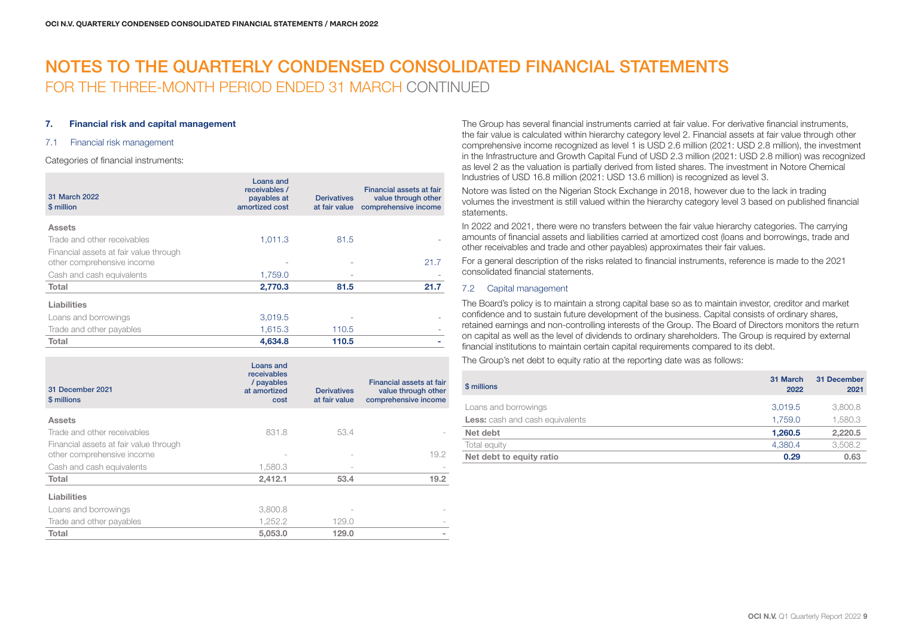# NOTES TO THE QUARTERLY CONDENSED CONSOLIDATED FINANCIAL STATEMENTS

## FOR THE THREE-MONTH PERIOD ENDED 31 MARCH CONTINUED

### 7. Financial risk and capital management

#### 7.1 Financial risk management

Categories of financial instruments:

| 31 March 2022<br>$ million | Loans and receivables / payables at amortized cost | Derivatives at fair value | Financial assets at fair value through other comprehensive income |
|---|---|---|---|
| **Assets** | | | |
| Trade and other receivables | 1,011.3 | 81.5 | - |
| Financial assets at fair value through other comprehensive income | - | - | 21.7 |
| Cash and cash equivalents | 1,759.0 | - | - |
| **Total** | **2,770.3** | **81.5** | **21.7** |
| **Liabilities** | | | |
| Loans and borrowings | 3,019.5 | - | - |
| Trade and other payables | 1,615.3 | 110.5 | - |
| **Total** | **4,634.8** | **110.5** | **-** |

| 31 December 2021<br>$ millions | Loans and receivables / payables at amortized cost | Derivatives at fair value | Financial assets at fair value through other comprehensive income |
|---|---|---|---|
| **Assets** | | | |
| Trade and other receivables | 831.8 | 53.4 | - |
| Financial assets at fair value through other comprehensive income | - | - | 19.2 |
| Cash and cash equivalents | 1,580.3 | - | - |
| **Total** | **2,412.1** | **53.4** | **19.2** |
| **Liabilities** | | | |
| Loans and borrowings | 3,800.8 | - | - |
| Trade and other payables | 1,252.2 | 129.0 | - |
| **Total** | **5,053.0** | **129.0** | **-** |

The Group has several financial instruments carried at fair value. For derivative financial instruments, the fair value is calculated within hierarchy category level 2. Financial assets at fair value through other comprehensive income recognized as level 1 is USD 2.6 million (2021: USD 2.8 million), the investment in the Infrastructure and Growth Capital Fund of USD 2.3 million (2021: USD 2.8 million) was recognized as level 2 as the valuation is partially derived from listed shares. The investment in Notore Chemical Industries of USD 16.8 million (2021: USD 13.6 million) is recognized as level 3.

Notore was listed on the Nigerian Stock Exchange in 2018, however due to the lack in trading volumes the investment is still valued within the hierarchy category level 3 based on published financial statements.

In 2022 and 2021, there were no transfers between the fair value hierarchy categories. The carrying amounts of financial assets and liabilities carried at amortized cost (loans and borrowings, trade and other receivables and trade and other payables) approximates their fair values.

For a general description of the risks related to financial instruments, reference is made to the 2021 consolidated financial statements.

#### 7.2 Capital management

The Board's policy is to maintain a strong capital base so as to maintain investor, creditor and market confidence and to sustain future development of the business. Capital consists of ordinary shares, retained earnings and non-controlling interests of the Group. The Board of Directors monitors the return on capital as well as the level of dividends to ordinary shareholders. The Group is required by external financial institutions to maintain certain capital requirements compared to its debt.

The Group's net debt to equity ratio at the reporting date was as follows:

| $ millions | 31 March 2022 | 31 December 2021 |
|---|---|---|
| Loans and borrowings | 3,019.5 | 3,800.8 |
| **Less:** cash and cash equivalents | 1,759.0 | 1,580.3 |
| **Net debt** | **1,260.5** | **2,220.5** |
| Total equity | 4,380.4 | 3,508.2 |
| **Net debt to equity ratio** | **0.29** | **0.63** |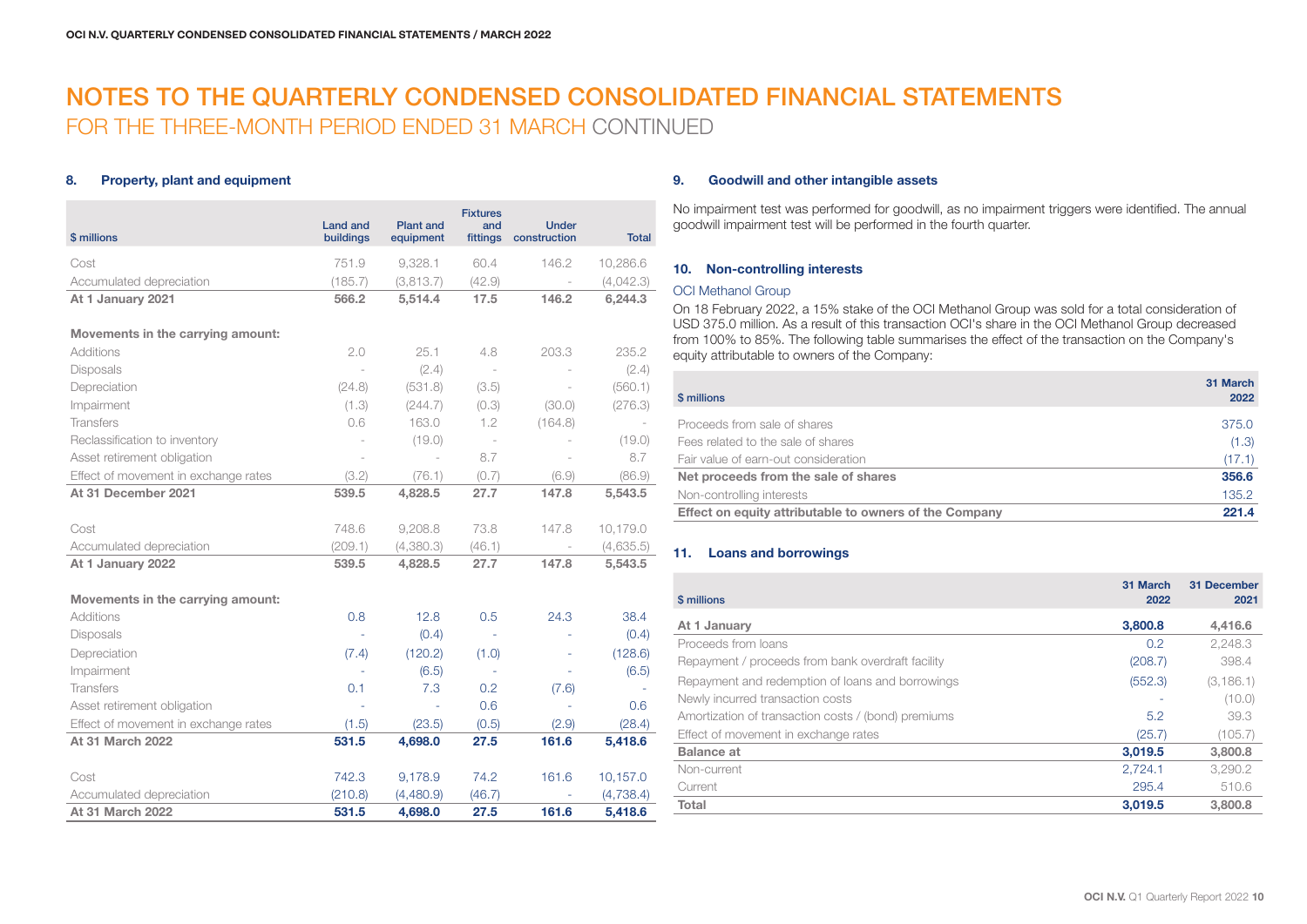# NOTES TO THE QUARTERLY CONDENSED CONSOLIDATED FINANCIAL STATEMENTS

## FOR THE THREE-MONTH PERIOD ENDED 31 MARCH CONTINUED

### 8. Property, plant and equipment

| $ millions | Land and buildings | Plant and equipment | Fixtures and fittings | Under construction | Total |
|---|---|---|---|---|---|
| Cost | 751.9 | 9,328.1 | 60.4 | 146.2 | 10,286.6 |
| Accumulated depreciation | (185.7) | (3,813.7) | (42.9) | - | (4,042.3) |
| **At 1 January 2021** | **566.2** | **5,514.4** | **17.5** | **146.2** | **6,244.3** |
| **Movements in the carrying amount:** | | | | | |
| Additions | 2.0 | 25.1 | 4.8 | 203.3 | 235.2 |
| Disposals | - | (2.4) | - | - | (2.4) |
| Depreciation | (24.8) | (531.8) | (3.5) | - | (560.1) |
| Impairment | (1.3) | (244.7) | (0.3) | (30.0) | (276.3) |
| Transfers | 0.6 | 163.0 | 1.2 | (164.8) | - |
| Reclassification to inventory | - | (19.0) | - | - | (19.0) |
| Asset retirement obligation | - | - | 8.7 | - | 8.7 |
| Effect of movement in exchange rates | (3.2) | (76.1) | (0.7) | (6.9) | (86.9) |
| **At 31 December 2021** | **539.5** | **4,828.5** | **27.7** | **147.8** | **5,543.5** |
| Cost | 748.6 | 9,208.8 | 73.8 | 147.8 | 10,179.0 |
| Accumulated depreciation | (209.1) | (4,380.3) | (46.1) | - | (4,635.5) |
| **At 1 January 2022** | **539.5** | **4,828.5** | **27.7** | **147.8** | **5,543.5** |
| **Movements in the carrying amount:** | | | | | |
| Additions | 0.8 | 12.8 | 0.5 | 24.3 | 38.4 |
| Disposals | - | (0.4) | - | - | (0.4) |
| Depreciation | (7.4) | (120.2) | (1.0) | - | (128.6) |
| Impairment | - | (6.5) | - | - | (6.5) |
| Transfers | 0.1 | 7.3 | 0.2 | (7.6) | - |
| Asset retirement obligation | - | - | 0.6 | - | 0.6 |
| Effect of movement in exchange rates | (1.5) | (23.5) | (0.5) | (2.9) | (28.4) |
| **At 31 March 2022** | **531.5** | **4,698.0** | **27.5** | **161.6** | **5,418.6** |
| Cost | 742.3 | 9,178.9 | 74.2 | 161.6 | 10,157.0 |
| Accumulated depreciation | (210.8) | (4,480.9) | (46.7) | - | (4,738.4) |
| **At 31 March 2022** | **531.5** | **4,698.0** | **27.5** | **161.6** | **5,418.6** |

### 9. Goodwill and other intangible assets

No impairment test was performed for goodwill, as no impairment triggers were identified. The annual goodwill impairment test will be performed in the fourth quarter.

### 10. Non-controlling interests

OCI Methanol Group

On 18 February 2022, a 15% stake of the OCI Methanol Group was sold for a total consideration of USD 375.0 million. As a result of this transaction OCI's share in the OCI Methanol Group decreased from 100% to 85%. The following table summarises the effect of the transaction on the Company's equity attributable to owners of the Company:

| $ millions | 31 March 2022 |
|---|---|
| Proceeds from sale of shares | 375.0 |
| Fees related to the sale of shares | (1.3) |
| Fair value of earn-out consideration | (17.1) |
| **Net proceeds from the sale of shares** | **356.6** |
| Non-controlling interests | 135.2 |
| **Effect on equity attributable to owners of the Company** | **221.4** |

### 11. Loans and borrowings

| $ millions | 31 March 2022 | 31 December 2021 |
|---|---|---|
| **At 1 January** | **3,800.8** | **4,416.6** |
| Proceeds from loans | 0.2 | 2,248.3 |
| Repayment / proceeds from bank overdraft facility | (208.7) | 398.4 |
| Repayment and redemption of loans and borrowings | (552.3) | (3,186.1) |
| Newly incurred transaction costs | - | (10.0) |
| Amortization of transaction costs / (bond) premiums | 5.2 | 39.3 |
| Effect of movement in exchange rates | (25.7) | (105.7) |
| **Balance at** | **3,019.5** | **3,800.8** |
| Non-current | 2,724.1 | 3,290.2 |
| Current | 295.4 | 510.6 |
| **Total** | **3,019.5** | **3,800.8** |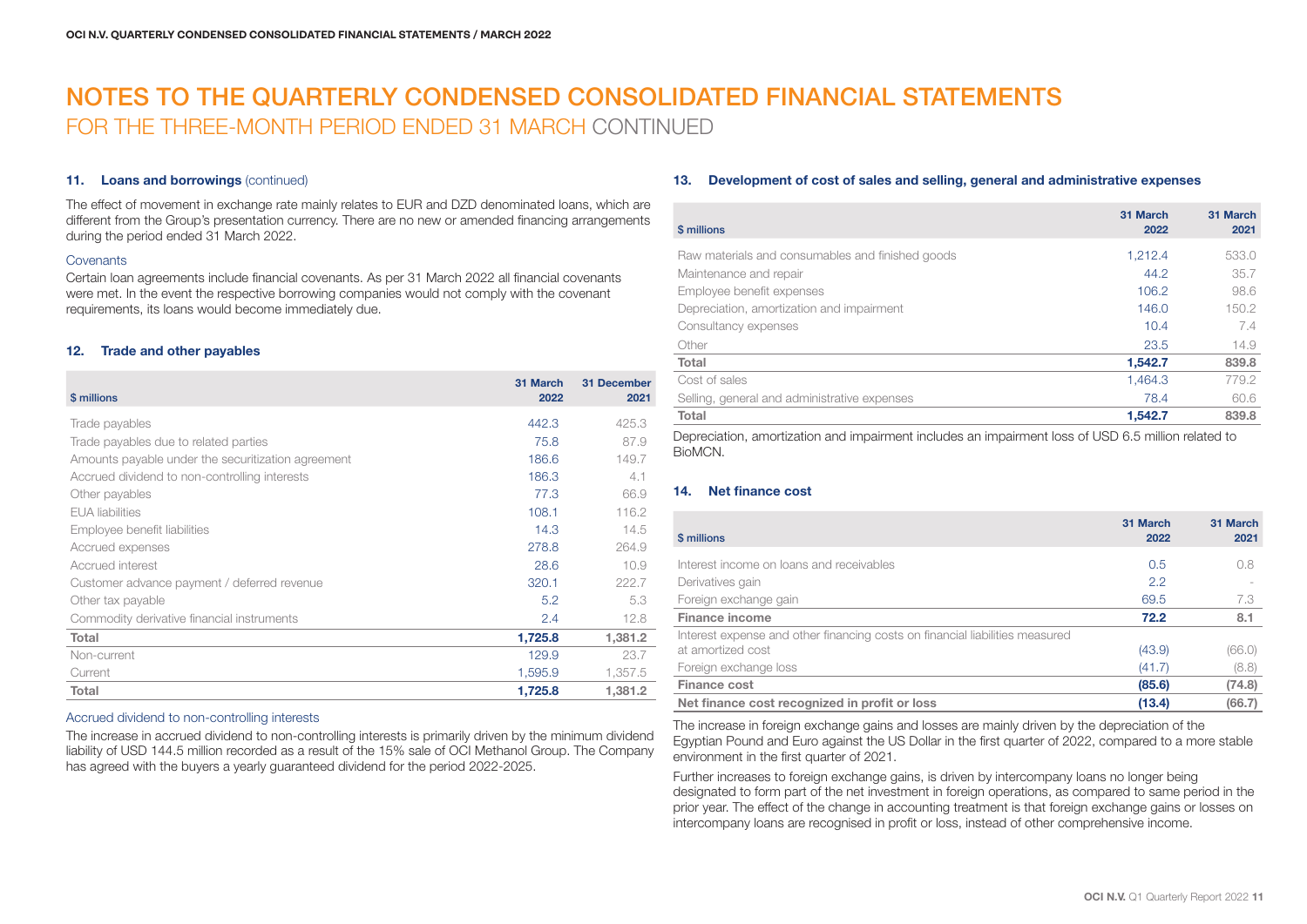# NOTES TO THE QUARTERLY CONDENSED CONSOLIDATED FINANCIAL STATEMENTS

## FOR THE THREE-MONTH PERIOD ENDED 31 MARCH CONTINUED

### 11. Loans and borrowings (continued)

The effect of movement in exchange rate mainly relates to EUR and DZD denominated loans, which are different from the Group's presentation currency. There are no new or amended financing arrangements during the period ended 31 March 2022.

Covenants

Certain loan agreements include financial covenants. As per 31 March 2022 all financial covenants were met. In the event the respective borrowing companies would not comply with the covenant requirements, its loans would become immediately due.

### 12. Trade and other payables

| $ millions | 31 March 2022 | 31 December 2021 |
|---|---|---|
| Trade payables | 442.3 | 425.3 |
| Trade payables due to related parties | 75.8 | 87.9 |
| Amounts payable under the securitization agreement | 186.6 | 149.7 |
| Accrued dividend to non-controlling interests | 186.3 | 4.1 |
| Other payables | 77.3 | 66.9 |
| EUA liabilities | 108.1 | 116.2 |
| Employee benefit liabilities | 14.3 | 14.5 |
| Accrued expenses | 278.8 | 264.9 |
| Accrued interest | 28.6 | 10.9 |
| Customer advance payment / deferred revenue | 320.1 | 222.7 |
| Other tax payable | 5.2 | 5.3 |
| Commodity derivative financial instruments | 2.4 | 12.8 |
| **Total** | **1,725.8** | **1,381.2** |
| Non-current | 129.9 | 23.7 |
| Current | 1,595.9 | 1,357.5 |
| **Total** | **1,725.8** | **1,381.2** |

Accrued dividend to non-controlling interests

The increase in accrued dividend to non-controlling interests is primarily driven by the minimum dividend liability of USD 144.5 million recorded as a result of the 15% sale of OCI Methanol Group. The Company has agreed with the buyers a yearly guaranteed dividend for the period 2022-2025.

### 13. Development of cost of sales and selling, general and administrative expenses

| $ millions | 31 March 2022 | 31 March 2021 |
|---|---|---|
| Raw materials and consumables and finished goods | 1,212.4 | 533.0 |
| Maintenance and repair | 44.2 | 35.7 |
| Employee benefit expenses | 106.2 | 98.6 |
| Depreciation, amortization and impairment | 146.0 | 150.2 |
| Consultancy expenses | 10.4 | 7.4 |
| Other | 23.5 | 14.9 |
| **Total** | **1,542.7** | **839.8** |
| Cost of sales | 1,464.3 | 779.2 |
| Selling, general and administrative expenses | 78.4 | 60.6 |
| **Total** | **1,542.7** | **839.8** |

Depreciation, amortization and impairment includes an impairment loss of USD 6.5 million related to BioMCN.

### 14. Net finance cost

| $ millions | 31 March 2022 | 31 March 2021 |
|---|---|---|
| Interest income on loans and receivables | 0.5 | 0.8 |
| Derivatives gain | 2.2 | - |
| Foreign exchange gain | 69.5 | 7.3 |
| **Finance income** | **72.2** | **8.1** |
| Interest expense and other financing costs on financial liabilities measured at amortized cost | (43.9) | (66.0) |
| Foreign exchange loss | (41.7) | (8.8) |
| **Finance cost** | **(85.6)** | **(74.8)** |
| **Net finance cost recognized in profit or loss** | **(13.4)** | **(66.7)** |

The increase in foreign exchange gains and losses are mainly driven by the depreciation of the Egyptian Pound and Euro against the US Dollar in the first quarter of 2022, compared to a more stable environment in the first quarter of 2021.

Further increases to foreign exchange gains, is driven by intercompany loans no longer being designated to form part of the net investment in foreign operations, as compared to same period in the prior year. The effect of the change in accounting treatment is that foreign exchange gains or losses on intercompany loans are recognised in profit or loss, instead of other comprehensive income.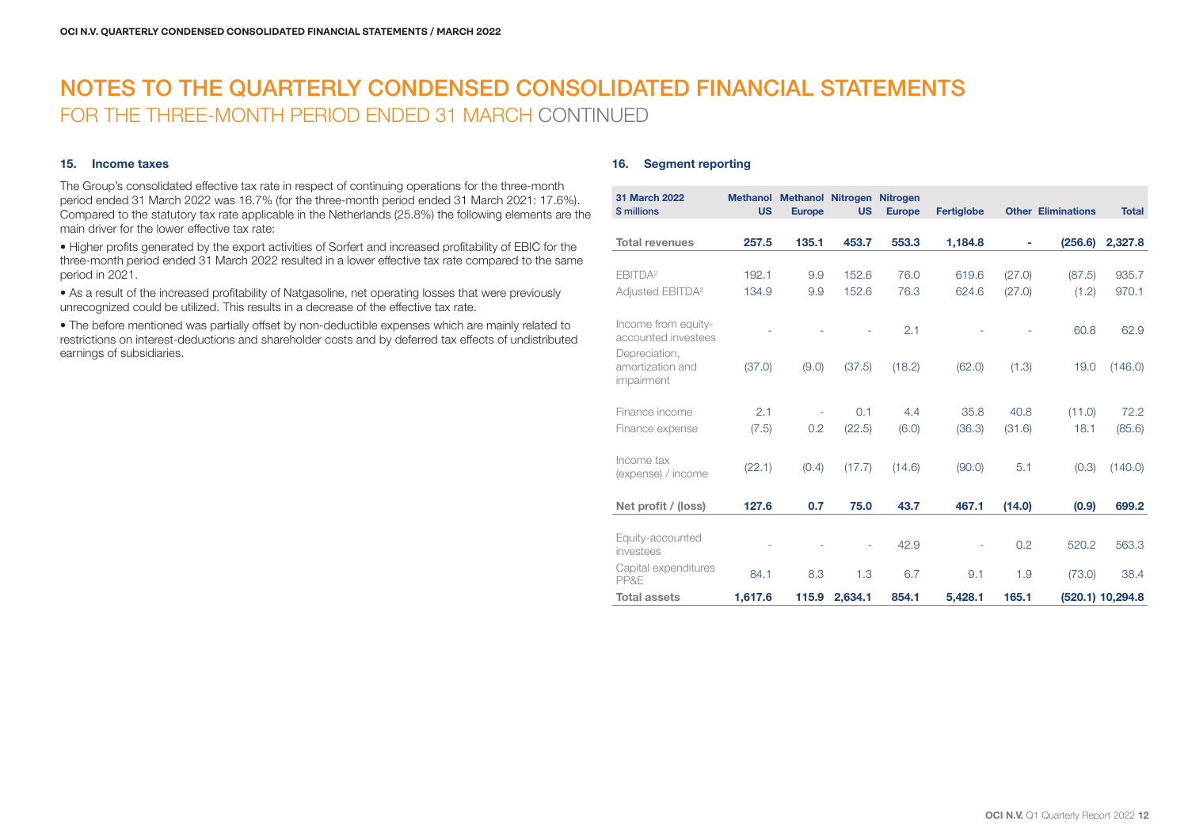# NOTES TO THE QUARTERLY CONDENSED CONSOLIDATED FINANCIAL STATEMENTS

## FOR THE THREE-MONTH PERIOD ENDED 31 MARCH CONTINUED

### 15. Income taxes

The Group's consolidated effective tax rate in respect of continuing operations for the three-month period ended 31 March 2022 was 16.7% (for the three-month period ended 31 March 2021: 17.6%). Compared to the statutory tax rate applicable in the Netherlands (25.8%) the following elements are the main driver for the lower effective tax rate:

- Higher profits generated by the export activities of Sorfert and increased profitability of EBIC for the three-month period ended 31 March 2022 resulted in a lower effective tax rate compared to the same period in 2021.
- As a result of the increased profitability of Natgasoline, net operating losses that were previously unrecognized could be utilized. This results in a decrease of the effective tax rate.
- The before mentioned was partially offset by non-deductible expenses which are mainly related to restrictions on interest-deductions and shareholder costs and by deferred tax effects of undistributed earnings of subsidiaries.

### 16. Segment reporting

| 31 March 2022<br>$ millions | Methanol US | Methanol Europe | Nitrogen US | Nitrogen Europe | Fertiglobe | Other | Eliminations | Total |
|---|---|---|---|---|---|---|---|---|
| **Total revenues** | **257.5** | **135.1** | **453.7** | **553.3** | **1,184.8** | **-** | **(256.6)** | **2,327.8** |
| EBITDA[2] | 192.1 | 9.9 | 152.6 | 76.0 | 619.6 | (27.0) | (87.5) | 935.7 |
| Adjusted EBITDA[2] | 134.9 | 9.9 | 152.6 | 76.3 | 624.6 | (27.0) | (1.2) | 970.1 |
| Income from equity-accounted investees | - | - | - | 2.1 | - | - | 60.8 | 62.9 |
| Depreciation, amortization and impairment | (37.0) | (9.0) | (37.5) | (18.2) | (62.0) | (1.3) | 19.0 | (146.0) |
| Finance income | 2.1 | - | 0.1 | 4.4 | 35.8 | 40.8 | (11.0) | 72.2 |
| Finance expense | (7.5) | 0.2 | (22.5) | (6.0) | (36.3) | (31.6) | 18.1 | (85.6) |
| Income tax (expense) / income | (22.1) | (0.4) | (17.7) | (14.6) | (90.0) | 5.1 | (0.3) | (140.0) |
| **Net profit / (loss)** | **127.6** | **0.7** | **75.0** | **43.7** | **467.1** | **(14.0)** | **(0.9)** | **699.2** |
| Equity-accounted investees | - | - | - | 42.9 | - | 0.2 | 520.2 | 563.3 |
| Capital expenditures PP&E | 84.1 | 8.3 | 1.3 | 6.7 | 9.1 | 1.9 | (73.0) | 38.4 |
| **Total assets** | **1,617.6** | **115.9** | **2,634.1** | **854.1** | **5,428.1** | **165.1** | **(520.1)** | **10,294.8** |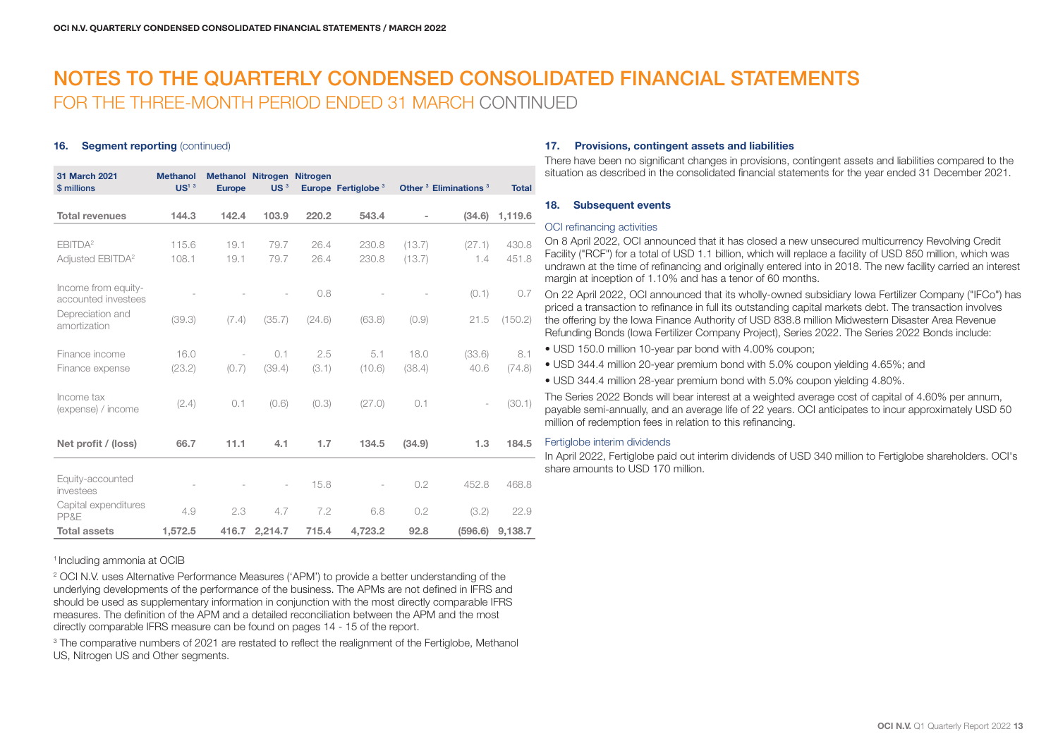# NOTES TO THE QUARTERLY CONDENSED CONSOLIDATED FINANCIAL STATEMENTS

## FOR THE THREE-MONTH PERIOD ENDED 31 MARCH CONTINUED

### 16. Segment reporting (continued)

| 31 March 2021 $ millions | Methanol US[1] [3] | Methanol Europe | Nitrogen US[3] | Nitrogen Europe | Fertiglobe[3] | Other[3] | Eliminations[3] | Total |
|---|---|---|---|---|---|---|---|---|
| **Total revenues** | **144.3** | **142.4** | **103.9** | **220.2** | **543.4** | **-** | **(34.6)** | **1,119.6** |
| EBITDA[2] | 115.6 | 19.1 | 79.7 | 26.4 | 230.8 | (13.7) | (27.1) | 430.8 |
| Adjusted EBITDA[2] | 108.1 | 19.1 | 79.7 | 26.4 | 230.8 | (13.7) | 1.4 | 451.8 |
| Income from equity-accounted investees | - | - | - | 0.8 | - | - | (0.1) | 0.7 |
| Depreciation and amortization | (39.3) | (7.4) | (35.7) | (24.6) | (63.8) | (0.9) | 21.5 | (150.2) |
| Finance income | 16.0 | - | 0.1 | 2.5 | 5.1 | 18.0 | (33.6) | 8.1 |
| Finance expense | (23.2) | (0.7) | (39.4) | (3.1) | (10.6) | (38.4) | 40.6 | (74.8) |
| Income tax (expense) / income | (2.4) | 0.1 | (0.6) | (0.3) | (27.0) | 0.1 | - | (30.1) |
| **Net profit / (loss)** | **66.7** | **11.1** | **4.1** | **1.7** | **134.5** | **(34.9)** | **1.3** | **184.5** |
| Equity-accounted investees | - | - | - | 15.8 | - | 0.2 | 452.8 | 468.8 |
| Capital expenditures PP&E | 4.9 | 2.3 | 4.7 | 7.2 | 6.8 | 0.2 | (3.2) | 22.9 |
| **Total assets** | **1,572.5** | **416.7** | **2,214.7** | **715.4** | **4,723.2** | **92.8** | **(596.6)** | **9,138.7** |

[1] Including ammonia at OCIB

[2] OCI N.V. uses Alternative Performance Measures ('APM') to provide a better understanding of the underlying developments of the performance of the business. The APMs are not defined in IFRS and should be used as supplementary information in conjunction with the most directly comparable IFRS measures. The definition of the APM and a detailed reconciliation between the APM and the most directly comparable IFRS measure can be found on pages 14 - 15 of the report.

[3] The comparative numbers of 2021 are restated to reflect the realignment of the Fertiglobe, Methanol US, Nitrogen US and Other segments.

### 17. Provisions, contingent assets and liabilities

There have been no significant changes in provisions, contingent assets and liabilities compared to the situation as described in the consolidated financial statements for the year ended 31 December 2021.

### 18. Subsequent events

#### OCI refinancing activities

On 8 April 2022, OCI announced that it has closed a new unsecured multicurrency Revolving Credit Facility ("RCF") for a total of USD 1.1 billion, which will replace a facility of USD 850 million, which was undrawn at the time of refinancing and originally entered into in 2018. The new facility carried an interest margin at inception of 1.10% and has a tenor of 60 months.

On 22 April 2022, OCI announced that its wholly-owned subsidiary Iowa Fertilizer Company ("IFCo") has priced a transaction to refinance in full its outstanding capital markets debt. The transaction involves the offering by the Iowa Finance Authority of USD 838.8 million Midwestern Disaster Area Revenue Refunding Bonds (Iowa Fertilizer Company Project), Series 2022. The Series 2022 Bonds include:

- USD 150.0 million 10-year par bond with 4.00% coupon;
- USD 344.4 million 20-year premium bond with 5.0% coupon yielding 4.65%; and
- USD 344.4 million 28-year premium bond with 5.0% coupon yielding 4.80%.

The Series 2022 Bonds will bear interest at a weighted average cost of capital of 4.60% per annum, payable semi-annually, and an average life of 22 years. OCI anticipates to incur approximately USD 50 million of redemption fees in relation to this refinancing.

#### Fertiglobe interim dividends

In April 2022, Fertiglobe paid out interim dividends of USD 340 million to Fertiglobe shareholders. OCI's share amounts to USD 170 million.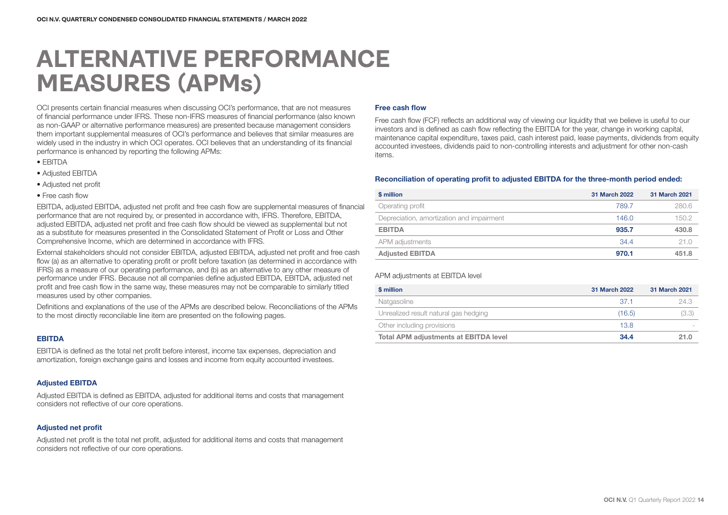# ALTERNATIVE PERFORMANCE MEASURES (APMs)

OCI presents certain financial measures when discussing OCI's performance, that are not measures of financial performance under IFRS. These non-IFRS measures of financial performance (also known as non-GAAP or alternative performance measures) are presented because management considers them important supplemental measures of OCI's performance and believes that similar measures are widely used in the industry in which OCI operates. OCI believes that an understanding of its financial performance is enhanced by reporting the following APMs:

- EBITDA
- Adjusted EBITDA
- Adjusted net profit
- Free cash flow

EBITDA, adjusted EBITDA, adjusted net profit and free cash flow are supplemental measures of financial performance that are not required by, or presented in accordance with, IFRS. Therefore, EBITDA, adjusted EBITDA, adjusted net profit and free cash flow should be viewed as supplemental but not as a substitute for measures presented in the Consolidated Statement of Profit or Loss and Other Comprehensive Income, which are determined in accordance with IFRS.

External stakeholders should not consider EBITDA, adjusted EBITDA, adjusted net profit and free cash flow (a) as an alternative to operating profit or profit before taxation (as determined in accordance with IFRS) as a measure of our operating performance, and (b) as an alternative to any other measure of performance under IFRS. Because not all companies define adjusted EBITDA, EBITDA, adjusted net profit and free cash flow in the same way, these measures may not be comparable to similarly titled measures used by other companies.

Definitions and explanations of the use of the APMs are described below. Reconciliations of the APMs to the most directly reconcilable line item are presented on the following pages.

### EBITDA

EBITDA is defined as the total net profit before interest, income tax expenses, depreciation and amortization, foreign exchange gains and losses and income from equity accounted investees.

### Adjusted EBITDA

Adjusted EBITDA is defined as EBITDA, adjusted for additional items and costs that management considers not reflective of our core operations.

### Adjusted net profit

Adjusted net profit is the total net profit, adjusted for additional items and costs that management considers not reflective of our core operations.

### Free cash flow

Free cash flow (FCF) reflects an additional way of viewing our liquidity that we believe is useful to our investors and is defined as cash flow reflecting the EBITDA for the year, change in working capital, maintenance capital expenditure, taxes paid, cash interest paid, lease payments, dividends from equity accounted investees, dividends paid to non-controlling interests and adjustment for other non-cash items.

### Reconciliation of operating profit to adjusted EBITDA for the three-month period ended:

| $ million | 31 March 2022 | 31 March 2021 |
|---|---|---|
| Operating profit | 789.7 | 280.6 |
| Depreciation, amortization and impairment | 146.0 | 150.2 |
| **EBITDA** | **935.7** | **430.8** |
| APM adjustments | 34.4 | 21.0 |
| **Adjusted EBITDA** | **970.1** | **451.8** |

APM adjustments at EBITDA level

| $ million | 31 March 2022 | 31 March 2021 |
|---|---|---|
| Natgasoline | 37.1 | 24.3 |
| Unrealized result natural gas hedging | (16.5) | (3.3) |
| Other including provisions | 13.8 | - |
| **Total APM adjustments at EBITDA level** | **34.4** | **21.0** |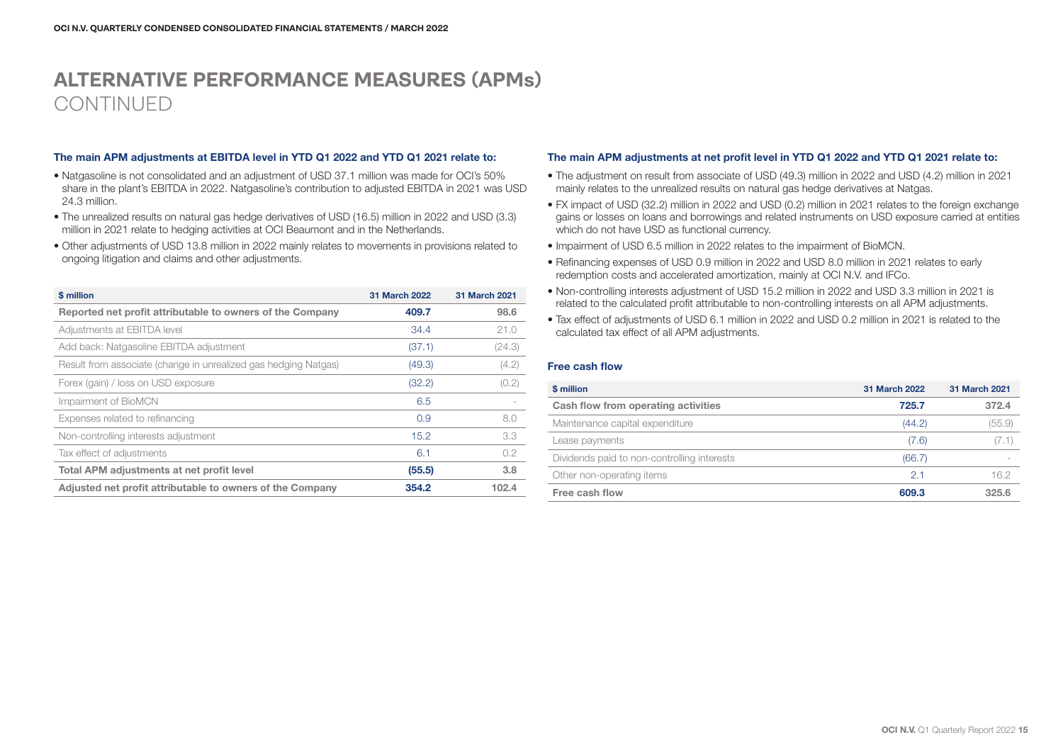# ALTERNATIVE PERFORMANCE MEASURES (APMs) CONTINUED

### The main APM adjustments at EBITDA level in YTD Q1 2022 and YTD Q1 2021 relate to:

- Natgasoline is not consolidated and an adjustment of USD 37.1 million was made for OCI's 50% share in the plant's EBITDA in 2022. Natgasoline's contribution to adjusted EBITDA in 2021 was USD 24.3 million.
- The unrealized results on natural gas hedge derivatives of USD (16.5) million in 2022 and USD (3.3) million in 2021 relate to hedging activities at OCI Beaumont and in the Netherlands.
- Other adjustments of USD 13.8 million in 2022 mainly relates to movements in provisions related to ongoing litigation and claims and other adjustments.

| $ million | 31 March 2022 | 31 March 2021 |
|---|---|---|
| **Reported net profit attributable to owners of the Company** | **409.7** | **98.6** |
| Adjustments at EBITDA level | 34.4 | 21.0 |
| Add back: Natgasoline EBITDA adjustment | (37.1) | (24.3) |
| Result from associate (change in unrealized gas hedging Natgas) | (49.3) | (4.2) |
| Forex (gain) / loss on USD exposure | (32.2) | (0.2) |
| Impairment of BioMCN | 6.5 | - |
| Expenses related to refinancing | 0.9 | 8.0 |
| Non-controlling interests adjustment | 15.2 | 3.3 |
| Tax effect of adjustments | 6.1 | 0.2 |
| **Total APM adjustments at net profit level** | **(55.5)** | **3.8** |
| **Adjusted net profit attributable to owners of the Company** | **354.2** | **102.4** |

### The main APM adjustments at net profit level in YTD Q1 2022 and YTD Q1 2021 relate to:

- The adjustment on result from associate of USD (49.3) million in 2022 and USD (4.2) million in 2021 mainly relates to the unrealized results on natural gas hedge derivatives at Natgas.
- FX impact of USD (32.2) million in 2022 and USD (0.2) million in 2021 relates to the foreign exchange gains or losses on loans and borrowings and related instruments on USD exposure carried at entities which do not have USD as functional currency.
- Impairment of USD 6.5 million in 2022 relates to the impairment of BioMCN.
- Refinancing expenses of USD 0.9 million in 2022 and USD 8.0 million in 2021 relates to early redemption costs and accelerated amortization, mainly at OCI N.V. and IFCo.
- Non-controlling interests adjustment of USD 15.2 million in 2022 and USD 3.3 million in 2021 is related to the calculated profit attributable to non-controlling interests on all APM adjustments.
- Tax effect of adjustments of USD 6.1 million in 2022 and USD 0.2 million in 2021 is related to the calculated tax effect of all APM adjustments.

### Free cash flow

| $ million | 31 March 2022 | 31 March 2021 |
|---|---|---|
| **Cash flow from operating activities** | **725.7** | **372.4** |
| Maintenance capital expenditure | (44.2) | (55.9) |
| Lease payments | (7.6) | (7.1) |
| Dividends paid to non-controlling interests | (66.7) | - |
| Other non-operating items | 2.1 | 16.2 |
| **Free cash flow** | **609.3** | **325.6** |